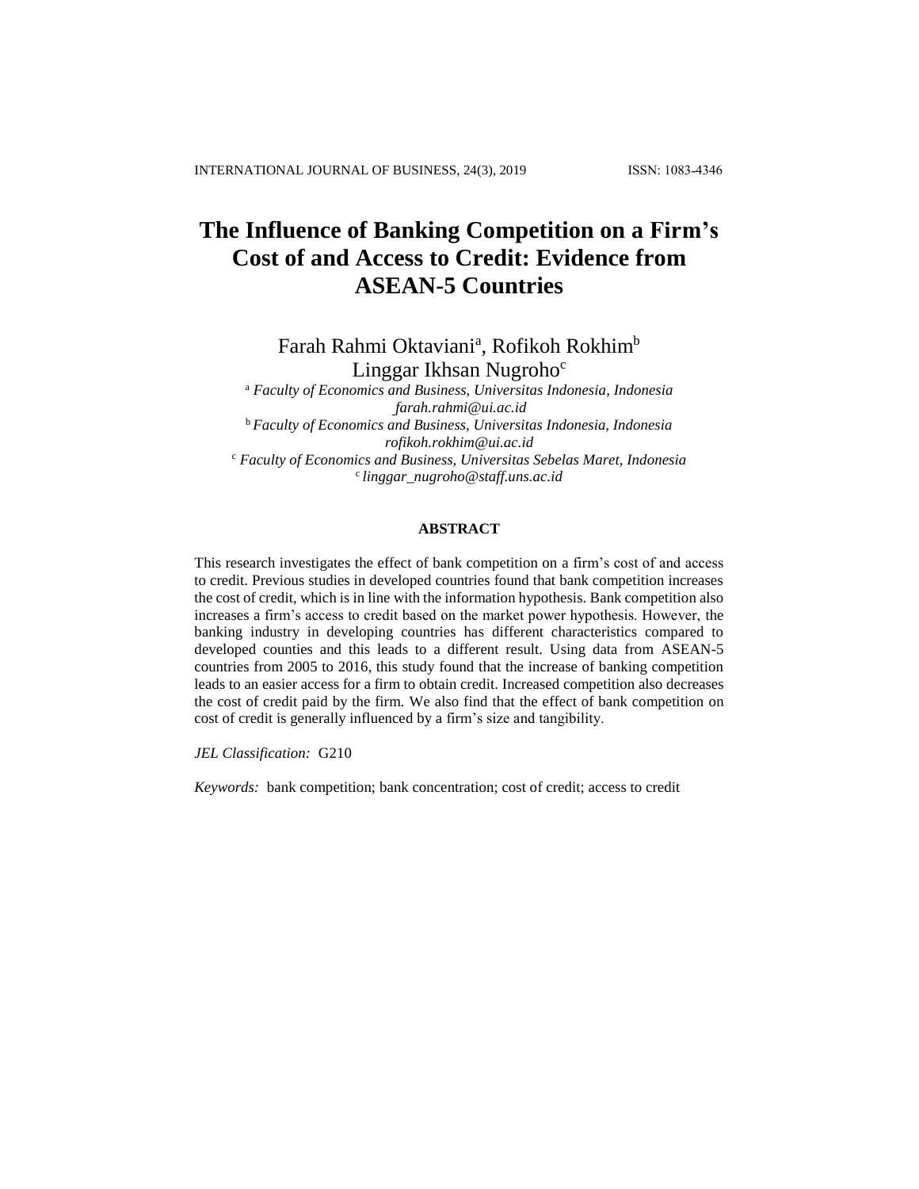# The Influence of Banking Competition on a Firm's Cost of and Access to Credit: Evidence from ASEAN-5 Countries

Farah Rahmi Oktaviani[a], Rofikoh Rokhim[b]
Linggar Ikhsan Nugroho[c]

[a] *Faculty of Economics and Business, Universitas Indonesia, Indonesia*
*farah.rahmi@ui.ac.id*
[b] *Faculty of Economics and Business, Universitas Indonesia, Indonesia*
*rofikoh.rokhim@ui.ac.id*
[c] *Faculty of Economics and Business, Universitas Sebelas Maret, Indonesia*
[c] *linggar_nugroho@staff.uns.ac.id*

## ABSTRACT

This research investigates the effect of bank competition on a firm's cost of and access to credit. Previous studies in developed countries found that bank competition increases the cost of credit, which is in line with the information hypothesis. Bank competition also increases a firm's access to credit based on the market power hypothesis. However, the banking industry in developing countries has different characteristics compared to developed counties and this leads to a different result. Using data from ASEAN-5 countries from 2005 to 2016, this study found that the increase of banking competition leads to an easier access for a firm to obtain credit. Increased competition also decreases the cost of credit paid by the firm. We also find that the effect of bank competition on cost of credit is generally influenced by a firm's size and tangibility.

*JEL Classification:* G210

*Keywords:* bank competition; bank concentration; cost of credit; access to credit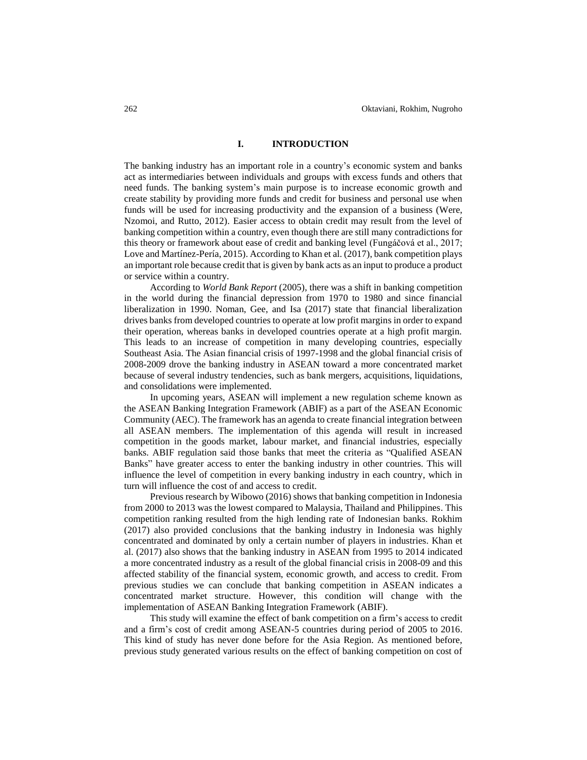# I. INTRODUCTION

The banking industry has an important role in a country's economic system and banks act as intermediaries between individuals and groups with excess funds and others that need funds. The banking system's main purpose is to increase economic growth and create stability by providing more funds and credit for business and personal use when funds will be used for increasing productivity and the expansion of a business (Were, Nzomoi, and Rutto, 2012). Easier access to obtain credit may result from the level of banking competition within a country, even though there are still many contradictions for this theory or framework about ease of credit and banking level (Fungáčová et al., 2017; Love and Martínez-Pería, 2015). According to Khan et al. (2017), bank competition plays an important role because credit that is given by bank acts as an input to produce a product or service within a country.

According to *World Bank Report* (2005), there was a shift in banking competition in the world during the financial depression from 1970 to 1980 and since financial liberalization in 1990. Noman, Gee, and Isa (2017) state that financial liberalization drives banks from developed countries to operate at low profit margins in order to expand their operation, whereas banks in developed countries operate at a high profit margin. This leads to an increase of competition in many developing countries, especially Southeast Asia. The Asian financial crisis of 1997-1998 and the global financial crisis of 2008-2009 drove the banking industry in ASEAN toward a more concentrated market because of several industry tendencies, such as bank mergers, acquisitions, liquidations, and consolidations were implemented.

In upcoming years, ASEAN will implement a new regulation scheme known as the ASEAN Banking Integration Framework (ABIF) as a part of the ASEAN Economic Community (AEC). The framework has an agenda to create financial integration between all ASEAN members. The implementation of this agenda will result in increased competition in the goods market, labour market, and financial industries, especially banks. ABIF regulation said those banks that meet the criteria as "Qualified ASEAN Banks" have greater access to enter the banking industry in other countries. This will influence the level of competition in every banking industry in each country, which in turn will influence the cost of and access to credit.

Previous research by Wibowo (2016) shows that banking competition in Indonesia from 2000 to 2013 was the lowest compared to Malaysia, Thailand and Philippines. This competition ranking resulted from the high lending rate of Indonesian banks. Rokhim (2017) also provided conclusions that the banking industry in Indonesia was highly concentrated and dominated by only a certain number of players in industries. Khan et al. (2017) also shows that the banking industry in ASEAN from 1995 to 2014 indicated a more concentrated industry as a result of the global financial crisis in 2008-09 and this affected stability of the financial system, economic growth, and access to credit. From previous studies we can conclude that banking competition in ASEAN indicates a concentrated market structure. However, this condition will change with the implementation of ASEAN Banking Integration Framework (ABIF).

This study will examine the effect of bank competition on a firm's access to credit and a firm's cost of credit among ASEAN-5 countries during period of 2005 to 2016. This kind of study has never done before for the Asia Region. As mentioned before, previous study generated various results on the effect of banking competition on cost of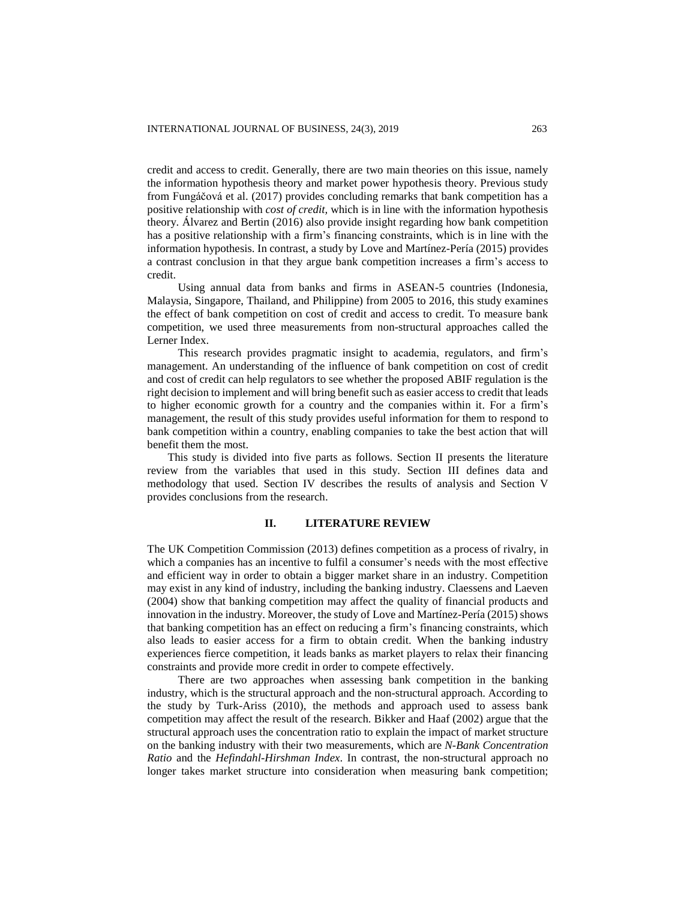credit and access to credit. Generally, there are two main theories on this issue, namely the information hypothesis theory and market power hypothesis theory. Previous study from Fungáčová et al. (2017) provides concluding remarks that bank competition has a positive relationship with *cost of credit,* which is in line with the information hypothesis theory. Álvarez and Bertin (2016) also provide insight regarding how bank competition has a positive relationship with a firm's financing constraints, which is in line with the information hypothesis. In contrast, a study by Love and Martínez-Pería (2015) provides a contrast conclusion in that they argue bank competition increases a firm's access to credit.

Using annual data from banks and firms in ASEAN-5 countries (Indonesia, Malaysia, Singapore, Thailand, and Philippine) from 2005 to 2016, this study examines the effect of bank competition on cost of credit and access to credit. To measure bank competition, we used three measurements from non-structural approaches called the Lerner Index.

This research provides pragmatic insight to academia, regulators, and firm's management. An understanding of the influence of bank competition on cost of credit and cost of credit can help regulators to see whether the proposed ABIF regulation is the right decision to implement and will bring benefit such as easier access to credit that leads to higher economic growth for a country and the companies within it. For a firm's management, the result of this study provides useful information for them to respond to bank competition within a country, enabling companies to take the best action that will benefit them the most.

This study is divided into five parts as follows. Section II presents the literature review from the variables that used in this study. Section III defines data and methodology that used. Section IV describes the results of analysis and Section V provides conclusions from the research.

## II. LITERATURE REVIEW

The UK Competition Commission (2013) defines competition as a process of rivalry, in which a companies has an incentive to fulfil a consumer's needs with the most effective and efficient way in order to obtain a bigger market share in an industry. Competition may exist in any kind of industry, including the banking industry. Claessens and Laeven (2004) show that banking competition may affect the quality of financial products and innovation in the industry. Moreover, the study of Love and Martínez-Pería (2015) shows that banking competition has an effect on reducing a firm's financing constraints, which also leads to easier access for a firm to obtain credit. When the banking industry experiences fierce competition, it leads banks as market players to relax their financing constraints and provide more credit in order to compete effectively.

There are two approaches when assessing bank competition in the banking industry, which is the structural approach and the non-structural approach. According to the study by Turk-Ariss (2010), the methods and approach used to assess bank competition may affect the result of the research. Bikker and Haaf (2002) argue that the structural approach uses the concentration ratio to explain the impact of market structure on the banking industry with their two measurements, which are *N-Bank Concentration Ratio* and the *Hefindahl-Hirshman Index*. In contrast, the non-structural approach no longer takes market structure into consideration when measuring bank competition;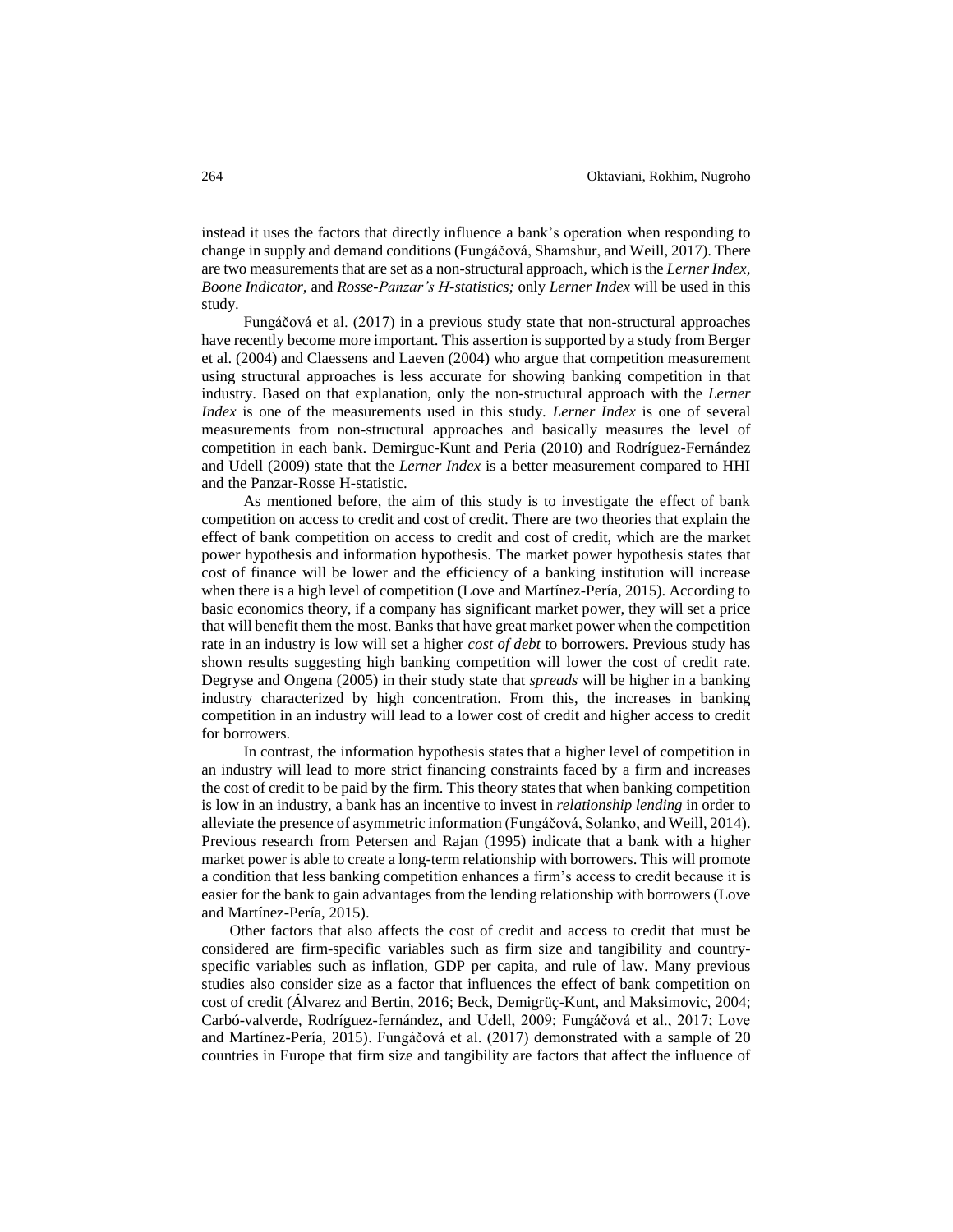instead it uses the factors that directly influence a bank's operation when responding to change in supply and demand conditions (Fungáčová, Shamshur, and Weill, 2017). There are two measurements that are set as a non-structural approach, which is the *Lerner Index*, *Boone Indicator,* and *Rosse-Panzar's H-statistics;* only *Lerner Index* will be used in this study.

Fungáčová et al. (2017) in a previous study state that non-structural approaches have recently become more important. This assertion is supported by a study from Berger et al. (2004) and Claessens and Laeven (2004) who argue that competition measurement using structural approaches is less accurate for showing banking competition in that industry. Based on that explanation, only the non-structural approach with the *Lerner Index* is one of the measurements used in this study. *Lerner Index* is one of several measurements from non-structural approaches and basically measures the level of competition in each bank. Demirguc-Kunt and Peria (2010) and Rodríguez-Fernández and Udell (2009) state that the *Lerner Index* is a better measurement compared to HHI and the Panzar-Rosse H-statistic.

As mentioned before, the aim of this study is to investigate the effect of bank competition on access to credit and cost of credit. There are two theories that explain the effect of bank competition on access to credit and cost of credit, which are the market power hypothesis and information hypothesis. The market power hypothesis states that cost of finance will be lower and the efficiency of a banking institution will increase when there is a high level of competition (Love and Martínez-Pería, 2015). According to basic economics theory, if a company has significant market power, they will set a price that will benefit them the most. Banks that have great market power when the competition rate in an industry is low will set a higher *cost of debt* to borrowers. Previous study has shown results suggesting high banking competition will lower the cost of credit rate. Degryse and Ongena (2005) in their study state that *spreads* will be higher in a banking industry characterized by high concentration. From this, the increases in banking competition in an industry will lead to a lower cost of credit and higher access to credit for borrowers.

In contrast, the information hypothesis states that a higher level of competition in an industry will lead to more strict financing constraints faced by a firm and increases the cost of credit to be paid by the firm. This theory states that when banking competition is low in an industry, a bank has an incentive to invest in *relationship lending* in order to alleviate the presence of asymmetric information (Fungáčová, Solanko, and Weill, 2014). Previous research from Petersen and Rajan (1995) indicate that a bank with a higher market power is able to create a long-term relationship with borrowers. This will promote a condition that less banking competition enhances a firm's access to credit because it is easier for the bank to gain advantages from the lending relationship with borrowers (Love and Martínez-Pería, 2015).

Other factors that also affects the cost of credit and access to credit that must be considered are firm-specific variables such as firm size and tangibility and country-specific variables such as inflation, GDP per capita, and rule of law. Many previous studies also consider size as a factor that influences the effect of bank competition on cost of credit (Álvarez and Bertin, 2016; Beck, Demigrüç-Kunt, and Maksimovic, 2004; Carbó-valverde, Rodríguez-fernández, and Udell, 2009; Fungáčová et al., 2017; Love and Martínez-Pería, 2015). Fungáčová et al. (2017) demonstrated with a sample of 20 countries in Europe that firm size and tangibility are factors that affect the influence of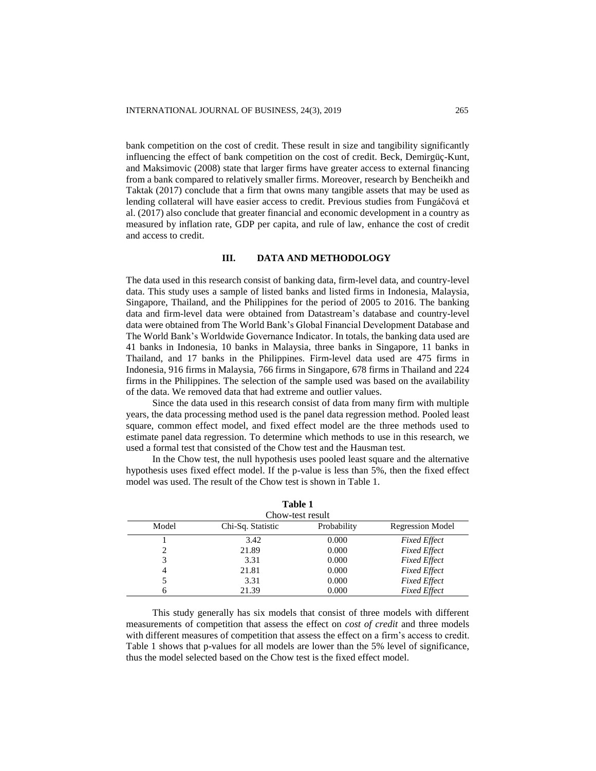bank competition on the cost of credit. These result in size and tangibility significantly influencing the effect of bank competition on the cost of credit. Beck, Demirgüç-Kunt, and Maksimovic (2008) state that larger firms have greater access to external financing from a bank compared to relatively smaller firms. Moreover, research by Bencheikh and Taktak (2017) conclude that a firm that owns many tangible assets that may be used as lending collateral will have easier access to credit. Previous studies from Fungáčová et al. (2017) also conclude that greater financial and economic development in a country as measured by inflation rate, GDP per capita, and rule of law, enhance the cost of credit and access to credit.

## III. DATA AND METHODOLOGY

The data used in this research consist of banking data, firm-level data, and country-level data. This study uses a sample of listed banks and listed firms in Indonesia, Malaysia, Singapore, Thailand, and the Philippines for the period of 2005 to 2016. The banking data and firm-level data were obtained from Datastream's database and country-level data were obtained from The World Bank's Global Financial Development Database and The World Bank's Worldwide Governance Indicator. In totals, the banking data used are 41 banks in Indonesia, 10 banks in Malaysia, three banks in Singapore, 11 banks in Thailand, and 17 banks in the Philippines. Firm-level data used are 475 firms in Indonesia, 916 firms in Malaysia, 766 firms in Singapore, 678 firms in Thailand and 224 firms in the Philippines. The selection of the sample used was based on the availability of the data. We removed data that had extreme and outlier values.

Since the data used in this research consist of data from many firm with multiple years, the data processing method used is the panel data regression method. Pooled least square, common effect model, and fixed effect model are the three methods used to estimate panel data regression. To determine which methods to use in this research, we used a formal test that consisted of the Chow test and the Hausman test.

In the Chow test, the null hypothesis uses pooled least square and the alternative hypothesis uses fixed effect model. If the p-value is less than 5%, then the fixed effect model was used. The result of the Chow test is shown in Table 1.

**Table 1**
Chow-test result

| Model | Chi-Sq. Statistic | Probability | Regression Model |
|---|---|---|---|
| 1 | 3.42 | 0.000 | *Fixed Effect* |
| 2 | 21.89 | 0.000 | *Fixed Effect* |
| 3 | 3.31 | 0.000 | *Fixed Effect* |
| 4 | 21.81 | 0.000 | *Fixed Effect* |
| 5 | 3.31 | 0.000 | *Fixed Effect* |
| 6 | 21.39 | 0.000 | *Fixed Effect* |

This study generally has six models that consist of three models with different measurements of competition that assess the effect on *cost of credit* and three models with different measures of competition that assess the effect on a firm's access to credit. Table 1 shows that p-values for all models are lower than the 5% level of significance, thus the model selected based on the Chow test is the fixed effect model.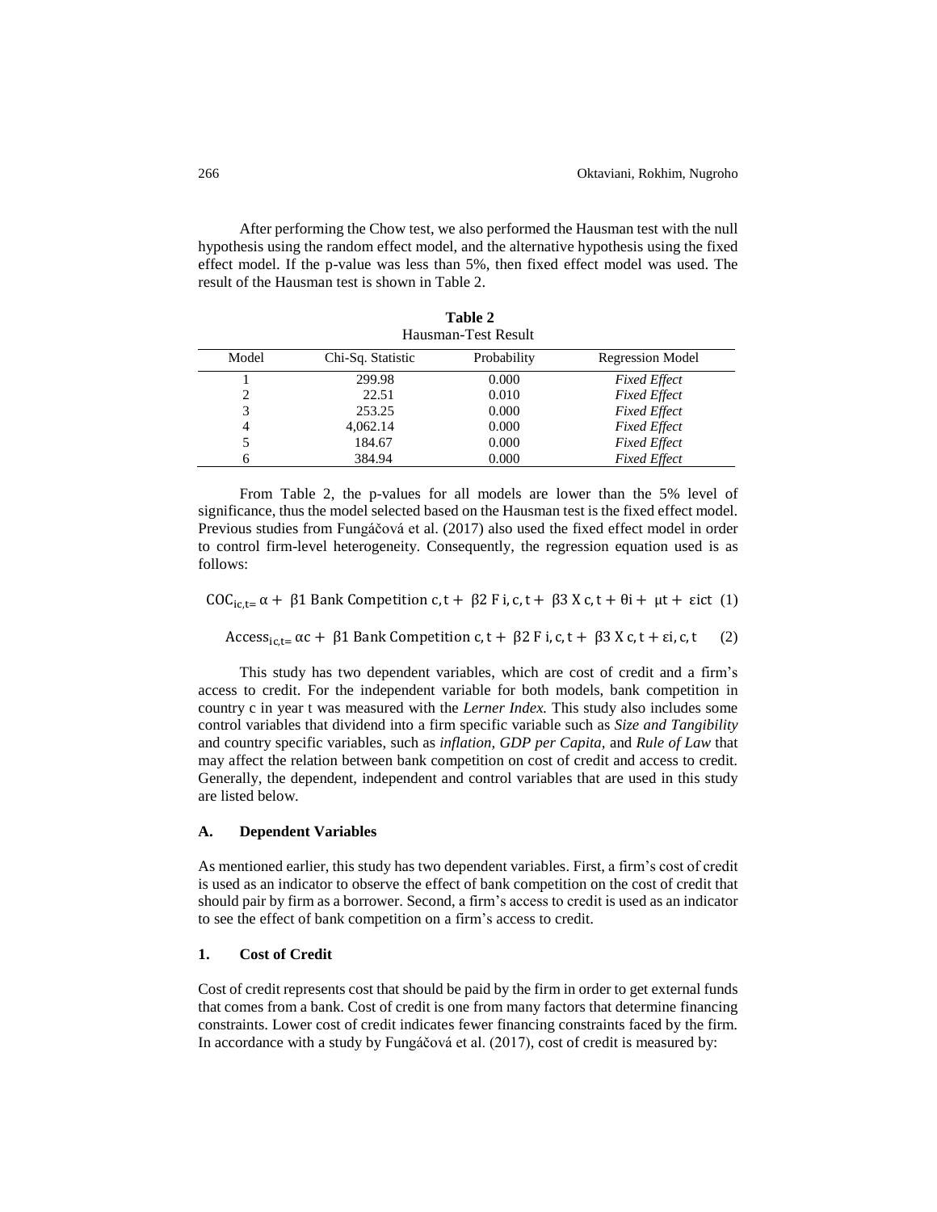After performing the Chow test, we also performed the Hausman test with the null hypothesis using the random effect model, and the alternative hypothesis using the fixed effect model. If the p-value was less than 5%, then fixed effect model was used. The result of the Hausman test is shown in Table 2.

**Table 2**
Hausman-Test Result

| Model | Chi-Sq. Statistic | Probability | Regression Model |
|---|---|---|---|
| 1 | 299.98 | 0.000 | *Fixed Effect* |
| 2 | 22.51 | 0.010 | *Fixed Effect* |
| 3 | 253.25 | 0.000 | *Fixed Effect* |
| 4 | 4,062.14 | 0.000 | *Fixed Effect* |
| 5 | 184.67 | 0.000 | *Fixed Effect* |
| 6 | 384.94 | 0.000 | *Fixed Effect* |

From Table 2, the p-values for all models are lower than the 5% level of significance, thus the model selected based on the Hausman test is the fixed effect model. Previous studies from Fungáčová et al. (2017) also used the fixed effect model in order to control firm-level heterogeneity. Consequently, the regression equation used is as follows:

$$COC_{ic,t=} \alpha + \beta 1 \text{ Bank Competition } c,t + \beta 2 \text{ F } i,c,t + \beta 3 \text{ X } c,t + \theta i + \mu t + \varepsilon ict \quad (1)$$

$$\text{Access}_{ic,t=} \alpha c + \beta 1 \text{ Bank Competition } c,t + \beta 2 \text{ F } i,c,t + \beta 3 \text{ X } c,t + \varepsilon i,c,t \quad (2)$$

This study has two dependent variables, which are cost of credit and a firm's access to credit. For the independent variable for both models, bank competition in country c in year t was measured with the *Lerner Index.* This study also includes some control variables that dividend into a firm specific variable such as *Size and Tangibility* and country specific variables, such as *inflation, GDP per Capita,* and *Rule of Law* that may affect the relation between bank competition on cost of credit and access to credit. Generally, the dependent, independent and control variables that are used in this study are listed below.

### A. Dependent Variables

As mentioned earlier, this study has two dependent variables. First, a firm's cost of credit is used as an indicator to observe the effect of bank competition on the cost of credit that should pair by firm as a borrower. Second, a firm's access to credit is used as an indicator to see the effect of bank competition on a firm's access to credit.

### 1. Cost of Credit

Cost of credit represents cost that should be paid by the firm in order to get external funds that comes from a bank. Cost of credit is one from many factors that determine financing constraints. Lower cost of credit indicates fewer financing constraints faced by the firm. In accordance with a study by Fungáčová et al. (2017), cost of credit is measured by: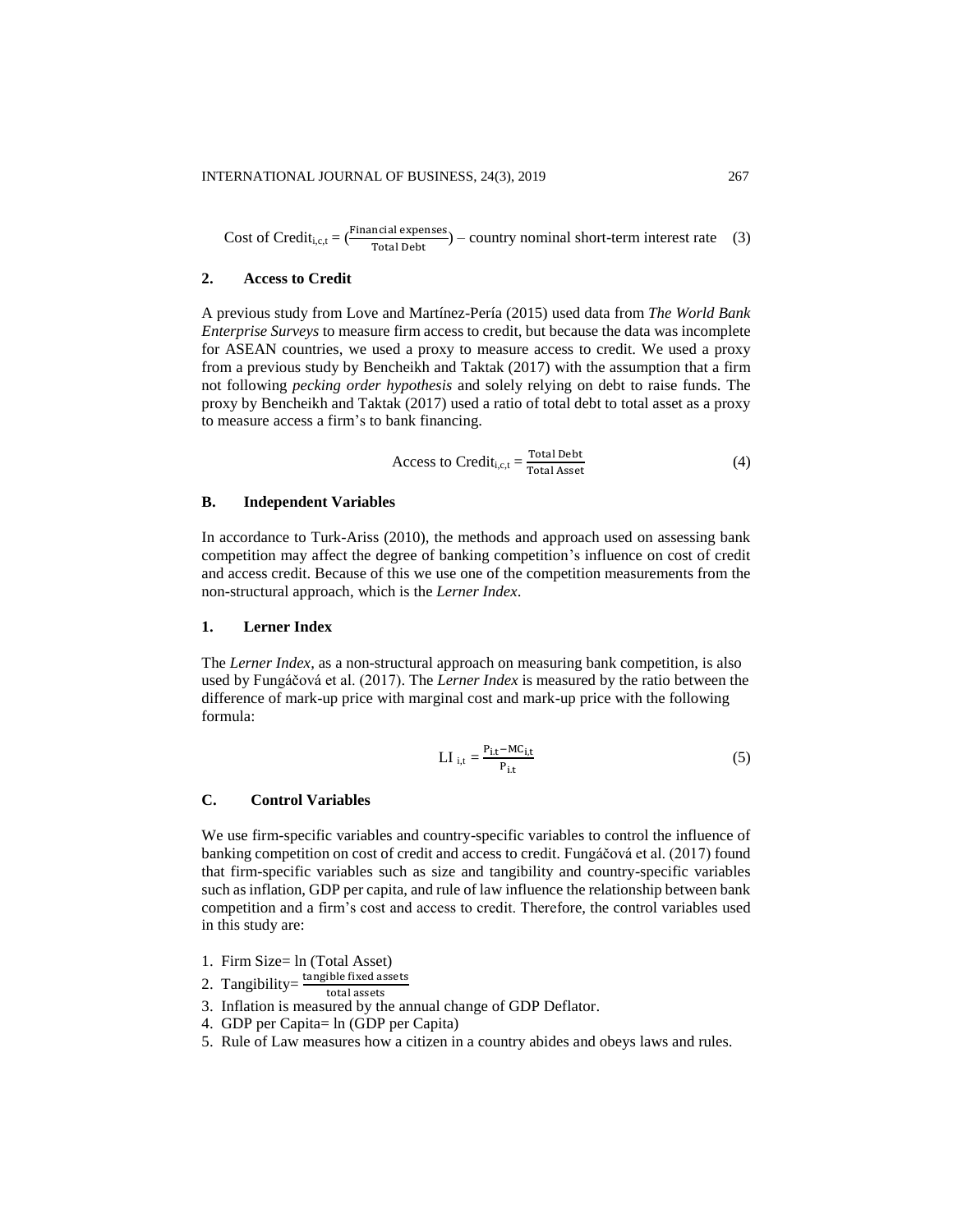$$\text{Cost of Credit}_{i,c,t} = \left(\frac{\text{Financial expenses}}{\text{Total Debt}}\right) - \text{country nominal short-term interest rate} \quad (3)$$

### 2. Access to Credit

A previous study from Love and Martínez-Pería (2015) used data from *The World Bank Enterprise Surveys* to measure firm access to credit, but because the data was incomplete for ASEAN countries, we used a proxy to measure access to credit. We used a proxy from a previous study by Bencheikh and Taktak (2017) with the assumption that a firm not following *pecking order hypothesis* and solely relying on debt to raise funds. The proxy by Bencheikh and Taktak (2017) used a ratio of total debt to total asset as a proxy to measure access a firm's to bank financing.

$$\text{Access to Credit}_{i,c,t} = \frac{\text{Total Debt}}{\text{Total Asset}} \quad (4)$$

## B. Independent Variables

In accordance to Turk-Ariss (2010), the methods and approach used on assessing bank competition may affect the degree of banking competition's influence on cost of credit and access credit. Because of this we use one of the competition measurements from the non-structural approach, which is the *Lerner Index*.

### 1. Lerner Index

The *Lerner Index*, as a non-structural approach on measuring bank competition, is also used by Fungáčová et al. (2017). The *Lerner Index* is measured by the ratio between the difference of mark-up price with marginal cost and mark-up price with the following formula:

$$\text{LI}_{i,t} = \frac{P_{i,t} - MC_{i,t}}{P_{i,t}} \quad (5)$$

## C. Control Variables

We use firm-specific variables and country-specific variables to control the influence of banking competition on cost of credit and access to credit. Fungáčová et al. (2017) found that firm-specific variables such as size and tangibility and country-specific variables such as inflation, GDP per capita, and rule of law influence the relationship between bank competition and a firm's cost and access to credit. Therefore, the control variables used in this study are:

1. Firm Size= ln (Total Asset)
2. Tangibility= $\frac{\text{tangible fixed assets}}{\text{total assets}}$
3. Inflation is measured by the annual change of GDP Deflator.
4. GDP per Capita= ln (GDP per Capita)
5. Rule of Law measures how a citizen in a country abides and obeys laws and rules.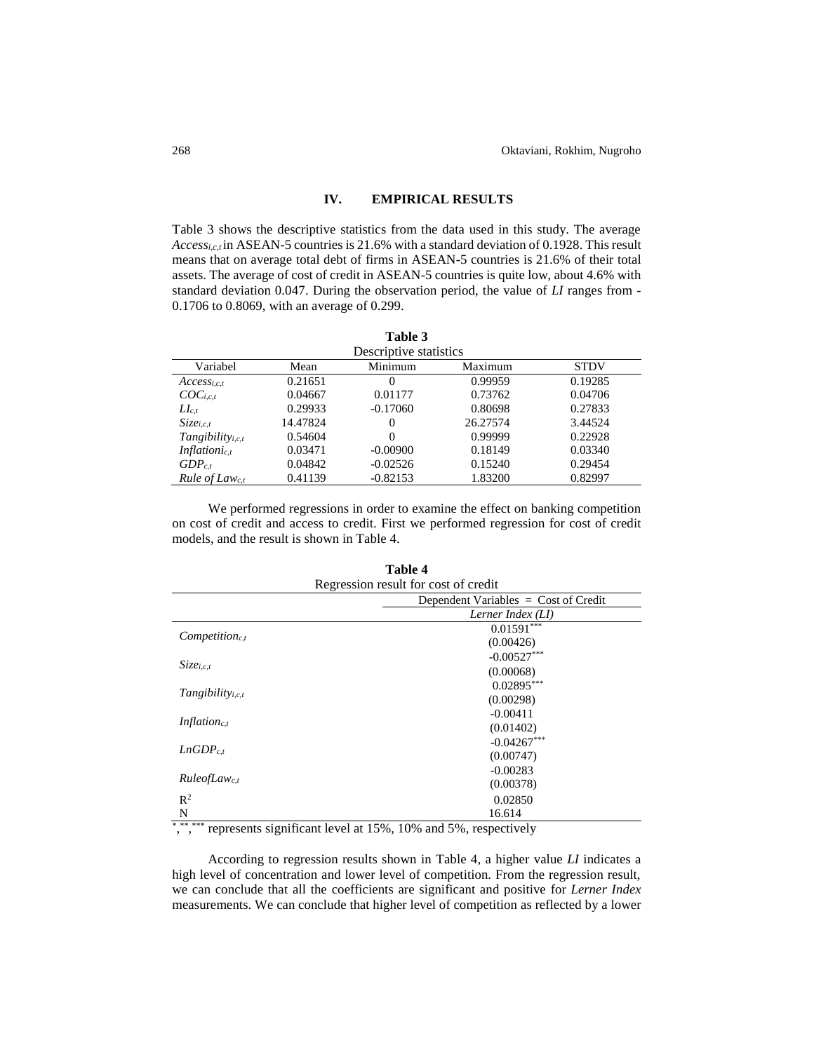## IV. EMPIRICAL RESULTS

Table 3 shows the descriptive statistics from the data used in this study. The average $Access_{i,c,t}$ in ASEAN-5 countries is 21.6% with a standard deviation of 0.1928. This result means that on average total debt of firms in ASEAN-5 countries is 21.6% of their total assets. The average of cost of credit in ASEAN-5 countries is quite low, about 4.6% with standard deviation 0.047. During the observation period, the value of *LI* ranges from -0.1706 to 0.8069, with an average of 0.299.

**Table 3**

Descriptive statistics

| Variabel | Mean | Minimum | Maximum | STDV |
|---|---|---|---|---|
| $Access_{i,c,t}$ | 0.21651 | 0 | 0.99959 | 0.19285 |
| $COC_{i,c,t}$ | 0.04667 | 0.01177 | 0.73762 | 0.04706 |
| $LI_{c,t}$ | 0.29933 | -0.17060 | 0.80698 | 0.27833 |
| $Size_{i,c,t}$ | 14.47824 | 0 | 26.27574 | 3.44524 |
| $Tangibility_{i,c,t}$ | 0.54604 | 0 | 0.99999 | 0.22928 |
| $Inflationi_{c,t}$ | 0.03471 | -0.00900 | 0.18149 | 0.03340 |
| $GDP_{c,t}$ | 0.04842 | -0.02526 | 0.15240 | 0.29454 |
| $Rule\ of\ Law_{c,t}$ | 0.41139 | -0.82153 | 1.83200 | 0.82997 |

We performed regressions in order to examine the effect on banking competition on cost of credit and access to credit. First we performed regression for cost of credit models, and the result is shown in Table 4.

**Table 4**

Regression result for cost of credit

| | Dependent Variables = Cost of Credit |
|---|---|
| | *Lerner Index (LI)* |
| $Competition_{c,t}$ | $0.01591^{***}$ (0.00426) |
| $Size_{i,c,t}$ | $-0.00527^{***}$ (0.00068) |
| $Tangibility_{i,c,t}$ | $0.02895^{***}$ (0.00298) |
| $Inflation_{c,t}$ | -0.00411 (0.01402) |
| $LnGDP_{c,t}$ | $-0.04267^{***}$ (0.00747) |
| $RuleofLaw_{c,t}$ | -0.00283 (0.00378) |
| $R^2$ | 0.02850 |
| N | 16.614 |

$^{*}$,$^{**}$,$^{***}$ represents significant level at 15%, 10% and 5%, respectively

According to regression results shown in Table 4, a higher value *LI* indicates a high level of concentration and lower level of competition. From the regression result, we can conclude that all the coefficients are significant and positive for *Lerner Index* measurements. We can conclude that higher level of competition as reflected by a lower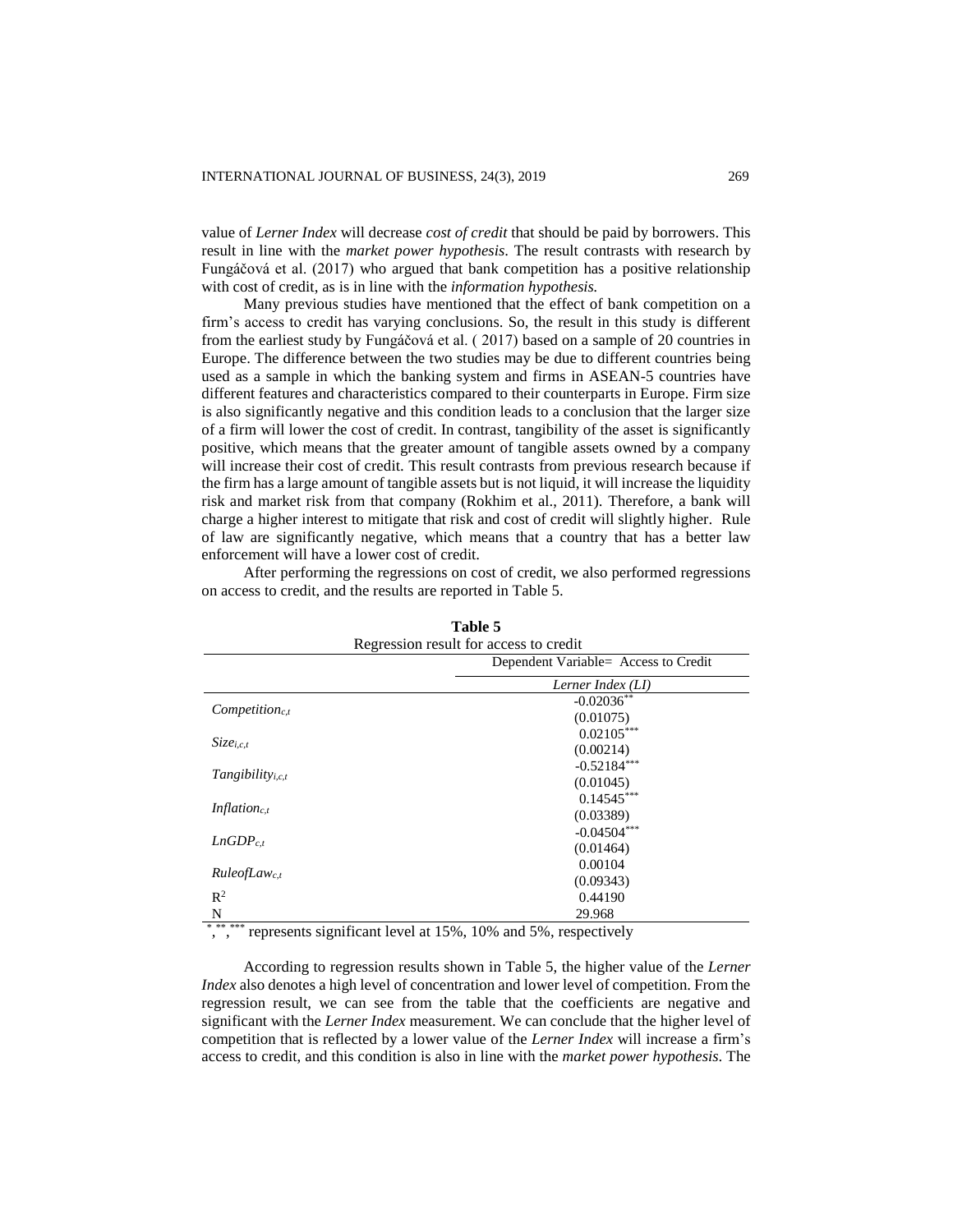value of *Lerner Index* will decrease *cost of credit* that should be paid by borrowers. This result in line with the *market power hypothesis*. The result contrasts with research by Fungáčová et al. (2017) who argued that bank competition has a positive relationship with cost of credit, as is in line with the *information hypothesis.*

Many previous studies have mentioned that the effect of bank competition on a firm's access to credit has varying conclusions. So, the result in this study is different from the earliest study by Fungáčová et al. ( 2017) based on a sample of 20 countries in Europe. The difference between the two studies may be due to different countries being used as a sample in which the banking system and firms in ASEAN-5 countries have different features and characteristics compared to their counterparts in Europe. Firm size is also significantly negative and this condition leads to a conclusion that the larger size of a firm will lower the cost of credit. In contrast, tangibility of the asset is significantly positive, which means that the greater amount of tangible assets owned by a company will increase their cost of credit. This result contrasts from previous research because if the firm has a large amount of tangible assets but is not liquid, it will increase the liquidity risk and market risk from that company (Rokhim et al., 2011). Therefore, a bank will charge a higher interest to mitigate that risk and cost of credit will slightly higher. Rule of law are significantly negative, which means that a country that has a better law enforcement will have a lower cost of credit.

After performing the regressions on cost of credit, we also performed regressions on access to credit, and the results are reported in Table 5.

**Table 5**
Regression result for access to credit

| | Dependent Variable= Access to Credit |
|---|---|
| | *Lerner Index (LI)* |
| $Competition_{c,t}$ | $-0.02036^{**}$ |
| | (0.01075) |
| $Size_{i,c,t}$ | $0.02105^{***}$ |
| | (0.00214) |
| $Tangibility_{i,c,t}$ | $-0.52184^{***}$ |
| | (0.01045) |
| $Inflation_{c,t}$ | $0.14545^{***}$ |
| | (0.03389) |
| $LnGDP_{c,t}$ | $-0.04504^{***}$ |
| | (0.01464) |
| $RuleofLaw_{c,t}$ | 0.00104 |
| | (0.09343) |
| $R^2$ | 0.44190 |
| N | 29.968 |

$^{*}$, $^{**}$, $^{***}$ represents significant level at 15%, 10% and 5%, respectively

According to regression results shown in Table 5, the higher value of the *Lerner Index* also denotes a high level of concentration and lower level of competition. From the regression result, we can see from the table that the coefficients are negative and significant with the *Lerner Index* measurement. We can conclude that the higher level of competition that is reflected by a lower value of the *Lerner Index* will increase a firm's access to credit, and this condition is also in line with the *market power hypothesis*. The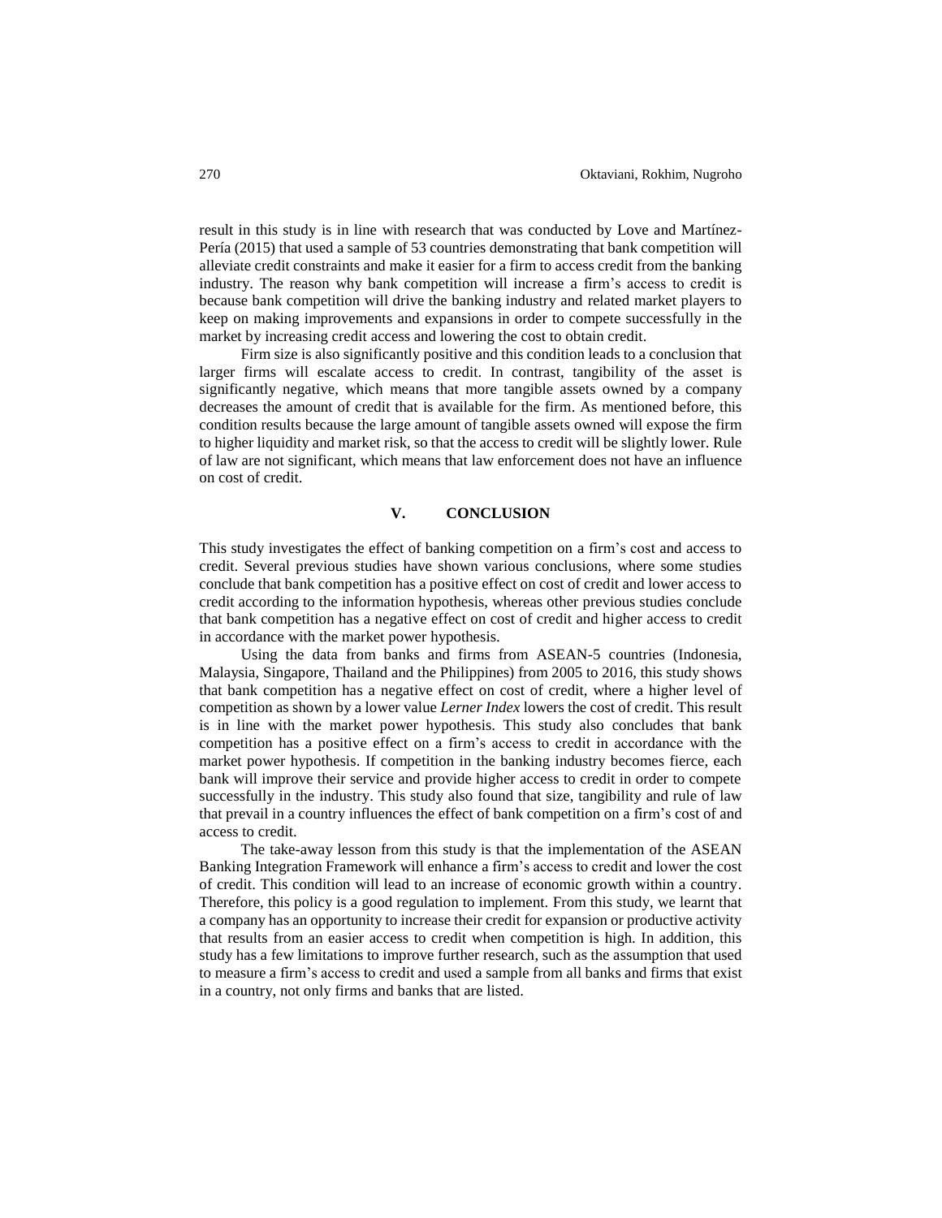result in this study is in line with research that was conducted by Love and Martínez-Pería (2015) that used a sample of 53 countries demonstrating that bank competition will alleviate credit constraints and make it easier for a firm to access credit from the banking industry. The reason why bank competition will increase a firm's access to credit is because bank competition will drive the banking industry and related market players to keep on making improvements and expansions in order to compete successfully in the market by increasing credit access and lowering the cost to obtain credit.

Firm size is also significantly positive and this condition leads to a conclusion that larger firms will escalate access to credit. In contrast, tangibility of the asset is significantly negative, which means that more tangible assets owned by a company decreases the amount of credit that is available for the firm. As mentioned before, this condition results because the large amount of tangible assets owned will expose the firm to higher liquidity and market risk, so that the access to credit will be slightly lower. Rule of law are not significant, which means that law enforcement does not have an influence on cost of credit.

## V. CONCLUSION

This study investigates the effect of banking competition on a firm's cost and access to credit. Several previous studies have shown various conclusions, where some studies conclude that bank competition has a positive effect on cost of credit and lower access to credit according to the information hypothesis, whereas other previous studies conclude that bank competition has a negative effect on cost of credit and higher access to credit in accordance with the market power hypothesis.

Using the data from banks and firms from ASEAN-5 countries (Indonesia, Malaysia, Singapore, Thailand and the Philippines) from 2005 to 2016, this study shows that bank competition has a negative effect on cost of credit, where a higher level of competition as shown by a lower value *Lerner Index* lowers the cost of credit. This result is in line with the market power hypothesis. This study also concludes that bank competition has a positive effect on a firm's access to credit in accordance with the market power hypothesis. If competition in the banking industry becomes fierce, each bank will improve their service and provide higher access to credit in order to compete successfully in the industry. This study also found that size, tangibility and rule of law that prevail in a country influences the effect of bank competition on a firm's cost of and access to credit.

The take-away lesson from this study is that the implementation of the ASEAN Banking Integration Framework will enhance a firm's access to credit and lower the cost of credit. This condition will lead to an increase of economic growth within a country. Therefore, this policy is a good regulation to implement. From this study, we learnt that a company has an opportunity to increase their credit for expansion or productive activity that results from an easier access to credit when competition is high. In addition, this study has a few limitations to improve further research, such as the assumption that used to measure a firm's access to credit and used a sample from all banks and firms that exist in a country, not only firms and banks that are listed.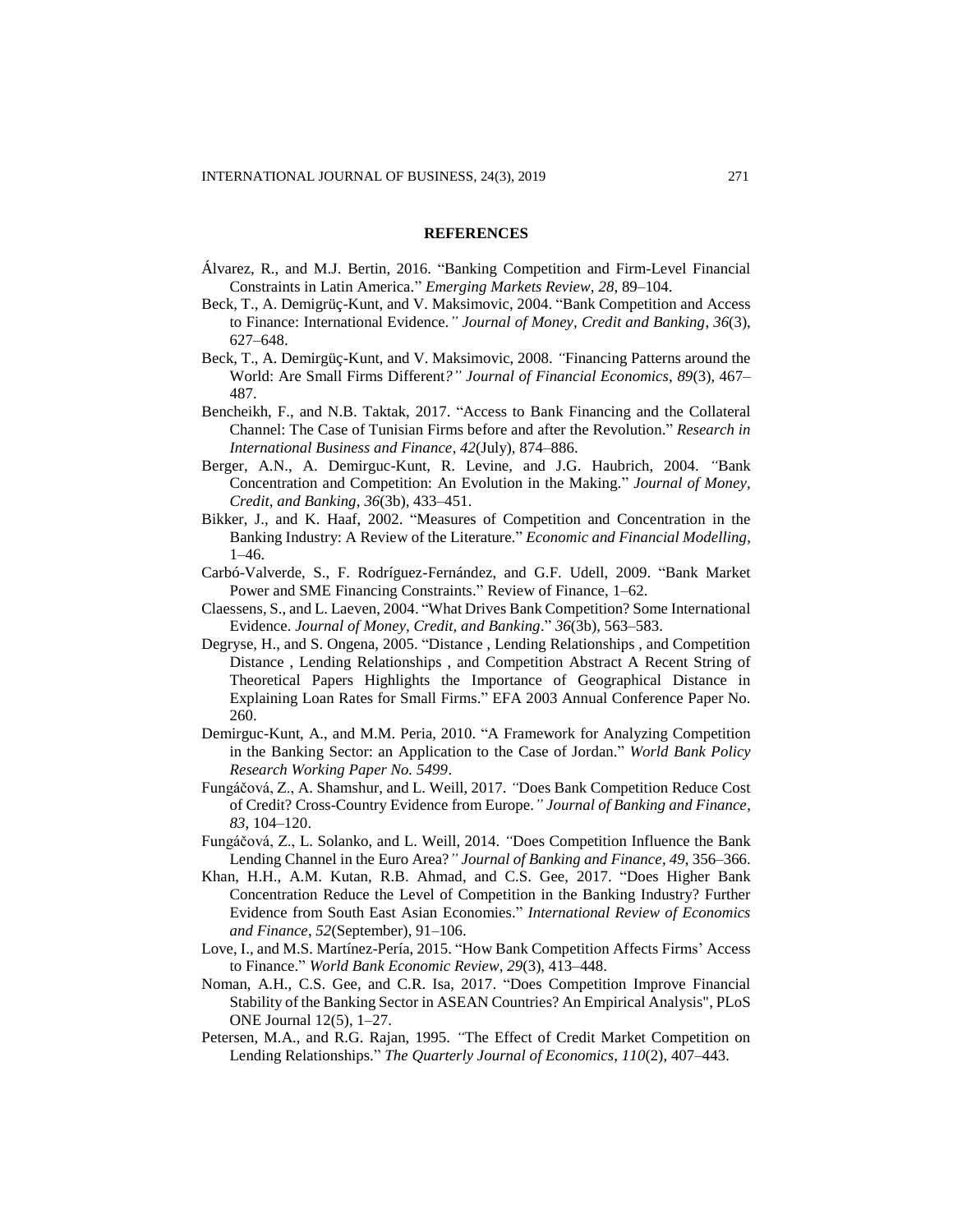## REFERENCES

Álvarez, R., and M.J. Bertin, 2016. "Banking Competition and Firm-Level Financial Constraints in Latin America." *Emerging Markets Review*, *28*, 89–104.

Beck, T., A. Demigrüç-Kunt, and V. Maksimovic, 2004. "Bank Competition and Access to Finance: International Evidence.*" Journal of Money, Credit and Banking*, *36*(3), 627–648.

Beck, T., A. Demirgüç-Kunt, and V. Maksimovic, 2008. *"*Financing Patterns around the World: Are Small Firms Different*?" Journal of Financial Economics*, *89*(3), 467–487.

Bencheikh, F., and N.B. Taktak, 2017. "Access to Bank Financing and the Collateral Channel: The Case of Tunisian Firms before and after the Revolution." *Research in International Business and Finance*, *42*(July), 874–886.

Berger, A.N., A. Demirguc-Kunt, R. Levine, and J.G. Haubrich, 2004. *"*Bank Concentration and Competition: An Evolution in the Making." *Journal of Money, Credit, and Banking*, *36*(3b), 433–451.

Bikker, J., and K. Haaf, 2002. "Measures of Competition and Concentration in the Banking Industry: A Review of the Literature." *Economic and Financial Modelling*, 1–46.

Carbó-Valverde, S., F. Rodríguez-Fernández, and G.F. Udell, 2009. "Bank Market Power and SME Financing Constraints." Review of Finance, 1–62.

Claessens, S., and L. Laeven, 2004. "What Drives Bank Competition? Some International Evidence. *Journal of Money, Credit, and Banking*." *36*(3b), 563–583.

Degryse, H., and S. Ongena, 2005. "Distance , Lending Relationships , and Competition Distance , Lending Relationships , and Competition Abstract A Recent String of Theoretical Papers Highlights the Importance of Geographical Distance in Explaining Loan Rates for Small Firms." EFA 2003 Annual Conference Paper No. 260.

Demirguc-Kunt, A., and M.M. Peria, 2010. "A Framework for Analyzing Competition in the Banking Sector: an Application to the Case of Jordan." *World Bank Policy Research Working Paper No. 5499*.

Fungáčová, Z., A. Shamshur, and L. Weill, 2017. *"*Does Bank Competition Reduce Cost of Credit? Cross-Country Evidence from Europe.*" Journal of Banking and Finance*, *83*, 104–120.

Fungáčová, Z., L. Solanko, and L. Weill, 2014. *"*Does Competition Influence the Bank Lending Channel in the Euro Area?*" Journal of Banking and Finance*, *49*, 356–366.

Khan, H.H., A.M. Kutan, R.B. Ahmad, and C.S. Gee, 2017. "Does Higher Bank Concentration Reduce the Level of Competition in the Banking Industry? Further Evidence from South East Asian Economies." *International Review of Economics and Finance*, *52*(September), 91–106.

Love, I., and M.S. Martínez-Pería, 2015. "How Bank Competition Affects Firms' Access to Finance." *World Bank Economic Review*, *29*(3), 413–448.

Noman, A.H., C.S. Gee, and C.R. Isa, 2017. "Does Competition Improve Financial Stability of the Banking Sector in ASEAN Countries? An Empirical Analysis", PLoS ONE Journal 12(5), 1–27.

Petersen, M.A., and R.G. Rajan, 1995. *"*The Effect of Credit Market Competition on Lending Relationships." *The Quarterly Journal of Economics*, *110*(2), 407–443.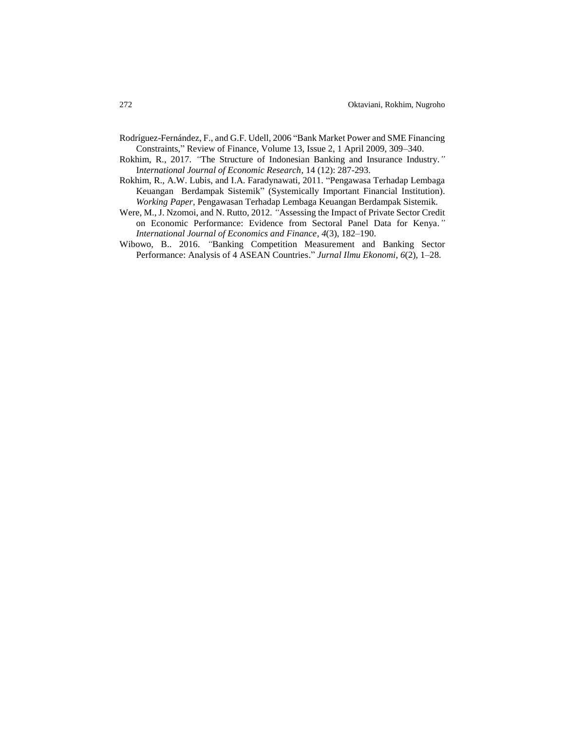Rodríguez-Fernández, F., and G.F. Udell, 2006 "Bank Market Power and SME Financing Constraints," Review of Finance, Volume 13, Issue 2, 1 April 2009, 309–340.

Rokhim, R., 2017. "The Structure of Indonesian Banking and Insurance Industry." I*nternational Journal of Economic Research*, 14 (12): 287-293.

Rokhim, R., A.W. Lubis, and I.A. Faradynawati, 2011. "Pengawasa Terhadap Lembaga Keuangan Berdampak Sistemik" (Systemically Important Financial Institution). *Working Paper*, Pengawasan Terhadap Lembaga Keuangan Berdampak Sistemik.

Were, M., J. Nzomoi, and N. Rutto, 2012. "Assessing the Impact of Private Sector Credit on Economic Performance: Evidence from Sectoral Panel Data for Kenya." *International Journal of Economics and Finance*, *4*(3), 182–190.

Wibowo, B.. 2016. "Banking Competition Measurement and Banking Sector Performance: Analysis of 4 ASEAN Countries." *Jurnal Ilmu Ekonomi*, *6*(2), 1–28.